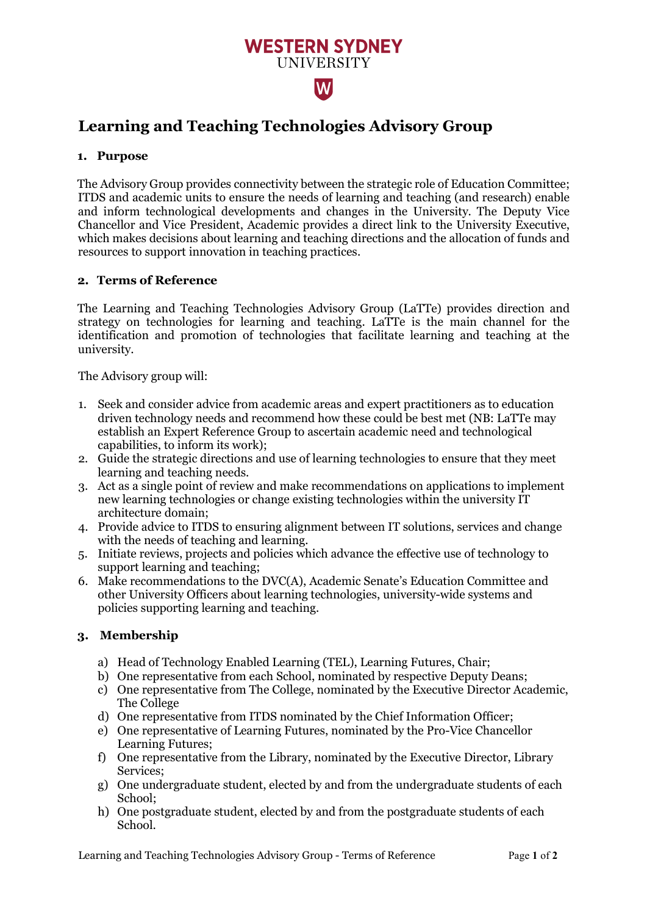WESTERN SYDNEY
UNIVERSITY

# Learning and Teaching Technologies Advisory Group

## 1. Purpose

The Advisory Group provides connectivity between the strategic role of Education Committee; ITDS and academic units to ensure the needs of learning and teaching (and research) enable and inform technological developments and changes in the University. The Deputy Vice Chancellor and Vice President, Academic provides a direct link to the University Executive, which makes decisions about learning and teaching directions and the allocation of funds and resources to support innovation in teaching practices.

## 2. Terms of Reference

The Learning and Teaching Technologies Advisory Group (LaTTe) provides direction and strategy on technologies for learning and teaching. LaTTe is the main channel for the identification and promotion of technologies that facilitate learning and teaching at the university.

The Advisory group will:

1. Seek and consider advice from academic areas and expert practitioners as to education driven technology needs and recommend how these could be best met (NB: LaTTe may establish an Expert Reference Group to ascertain academic need and technological capabilities, to inform its work);
2. Guide the strategic directions and use of learning technologies to ensure that they meet learning and teaching needs.
3. Act as a single point of review and make recommendations on applications to implement new learning technologies or change existing technologies within the university IT architecture domain;
4. Provide advice to ITDS to ensuring alignment between IT solutions, services and change with the needs of teaching and learning.
5. Initiate reviews, projects and policies which advance the effective use of technology to support learning and teaching;
6. Make recommendations to the DVC(A), Academic Senate's Education Committee and other University Officers about learning technologies, university-wide systems and policies supporting learning and teaching.

## 3. Membership

a) Head of Technology Enabled Learning (TEL), Learning Futures, Chair;
b) One representative from each School, nominated by respective Deputy Deans;
c) One representative from The College, nominated by the Executive Director Academic, The College
d) One representative from ITDS nominated by the Chief Information Officer;
e) One representative of Learning Futures, nominated by the Pro-Vice Chancellor Learning Futures;
f) One representative from the Library, nominated by the Executive Director, Library Services;
g) One undergraduate student, elected by and from the undergraduate students of each School;
h) One postgraduate student, elected by and from the postgraduate students of each School.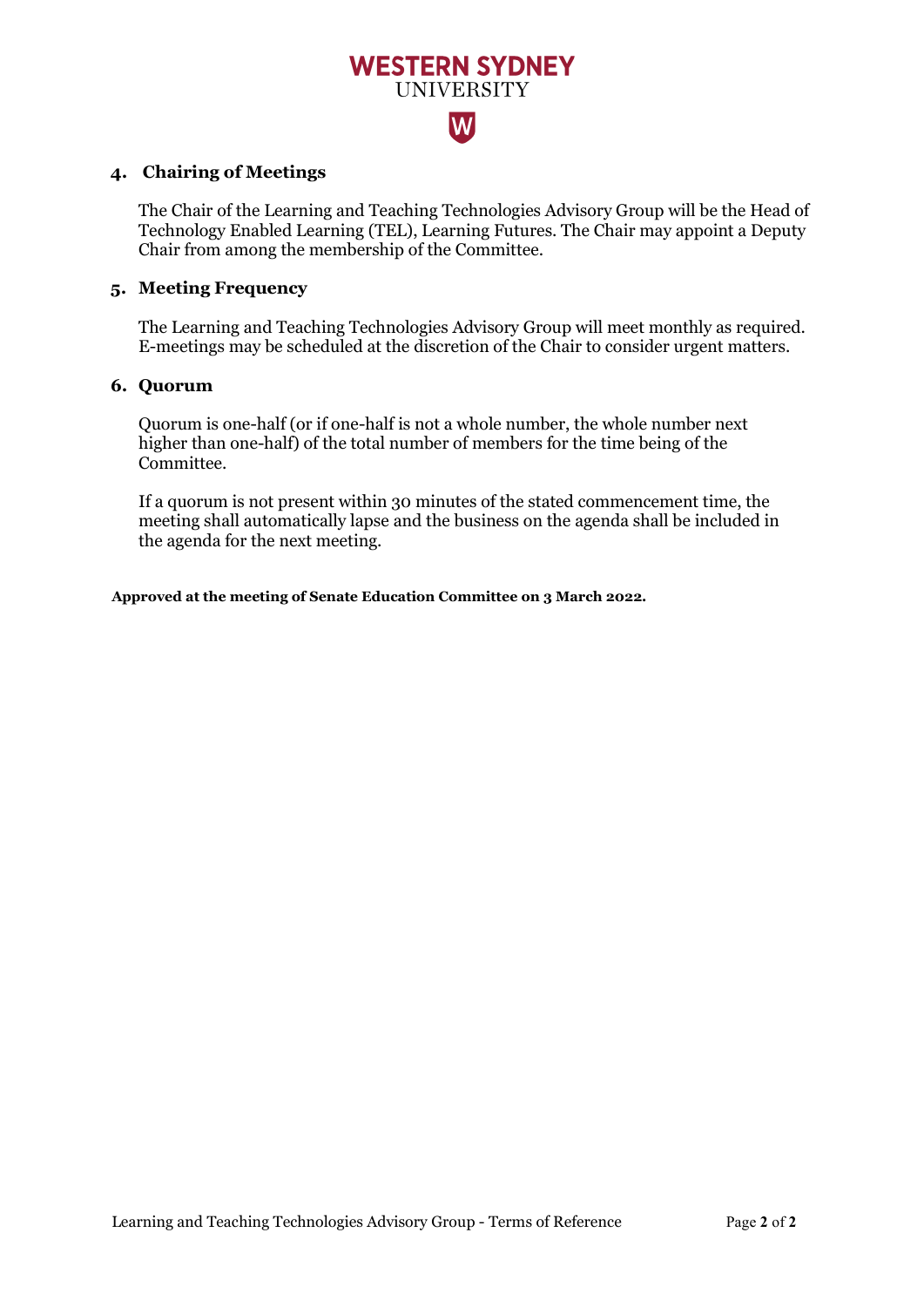## 4. Chairing of Meetings

The Chair of the Learning and Teaching Technologies Advisory Group will be the Head of Technology Enabled Learning (TEL), Learning Futures. The Chair may appoint a Deputy Chair from among the membership of the Committee.

## 5. Meeting Frequency

The Learning and Teaching Technologies Advisory Group will meet monthly as required. E-meetings may be scheduled at the discretion of the Chair to consider urgent matters.

## 6. Quorum

Quorum is one-half (or if one-half is not a whole number, the whole number next higher than one-half) of the total number of members for the time being of the Committee.

If a quorum is not present within 30 minutes of the stated commencement time, the meeting shall automatically lapse and the business on the agenda shall be included in the agenda for the next meeting.

**Approved at the meeting of Senate Education Committee on 3 March 2022.**